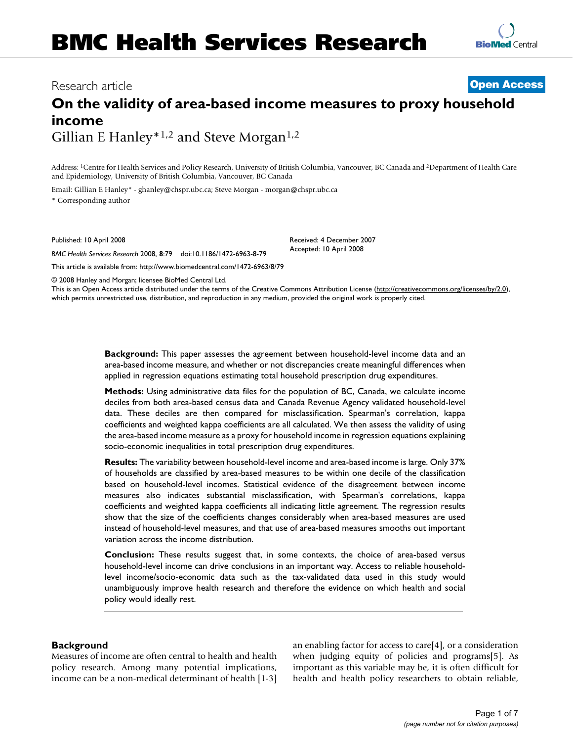Research article

**Open Access**

# On the validity of area-based income measures to proxy household income

Gillian E Hanley*[1,2] and Steve Morgan[1,2]

Address: [1]Centre for Health Services and Policy Research, University of British Columbia, Vancouver, BC Canada and [2]Department of Health Care and Epidemiology, University of British Columbia, Vancouver, BC Canada

Email: Gillian E Hanley* - ghanley@chspr.ubc.ca; Steve Morgan - morgan@chspr.ubc.ca

* Corresponding author

Published: 10 April 2008

*BMC Health Services Research* 2008, **8**:79 doi:10.1186/1472-6963-8-79

Received: 4 December 2007
Accepted: 10 April 2008

This article is available from: http://www.biomedcentral.com/1472-6963/8/79

© 2008 Hanley and Morgan; licensee BioMed Central Ltd.
This is an Open Access article distributed under the terms of the Creative Commons Attribution License (http://creativecommons.org/licenses/by/2.0), which permits unrestricted use, distribution, and reproduction in any medium, provided the original work is properly cited.

**Background:** This paper assesses the agreement between household-level income data and an area-based income measure, and whether or not discrepancies create meaningful differences when applied in regression equations estimating total household prescription drug expenditures.

**Methods:** Using administrative data files for the population of BC, Canada, we calculate income deciles from both area-based census data and Canada Revenue Agency validated household-level data. These deciles are then compared for misclassification. Spearman's correlation, kappa coefficients and weighted kappa coefficients are all calculated. We then assess the validity of using the area-based income measure as a proxy for household income in regression equations explaining socio-economic inequalities in total prescription drug expenditures.

**Results:** The variability between household-level income and area-based income is large. Only 37% of households are classified by area-based measures to be within one decile of the classification based on household-level incomes. Statistical evidence of the disagreement between income measures also indicates substantial misclassification, with Spearman's correlations, kappa coefficients and weighted kappa coefficients all indicating little agreement. The regression results show that the size of the coefficients changes considerably when area-based measures are used instead of household-level measures, and that use of area-based measures smooths out important variation across the income distribution.

**Conclusion:** These results suggest that, in some contexts, the choice of area-based versus household-level income can drive conclusions in an important way. Access to reliable household-level income/socio-economic data such as the tax-validated data used in this study would unambiguously improve health research and therefore the evidence on which health and social policy would ideally rest.

## Background

Measures of income are often central to health and health policy research. Among many potential implications, income can be a non-medical determinant of health [1-3] an enabling factor for access to care[4], or a consideration when judging equity of policies and programs[5]. As important as this variable may be, it is often difficult for health and health policy researchers to obtain reliable,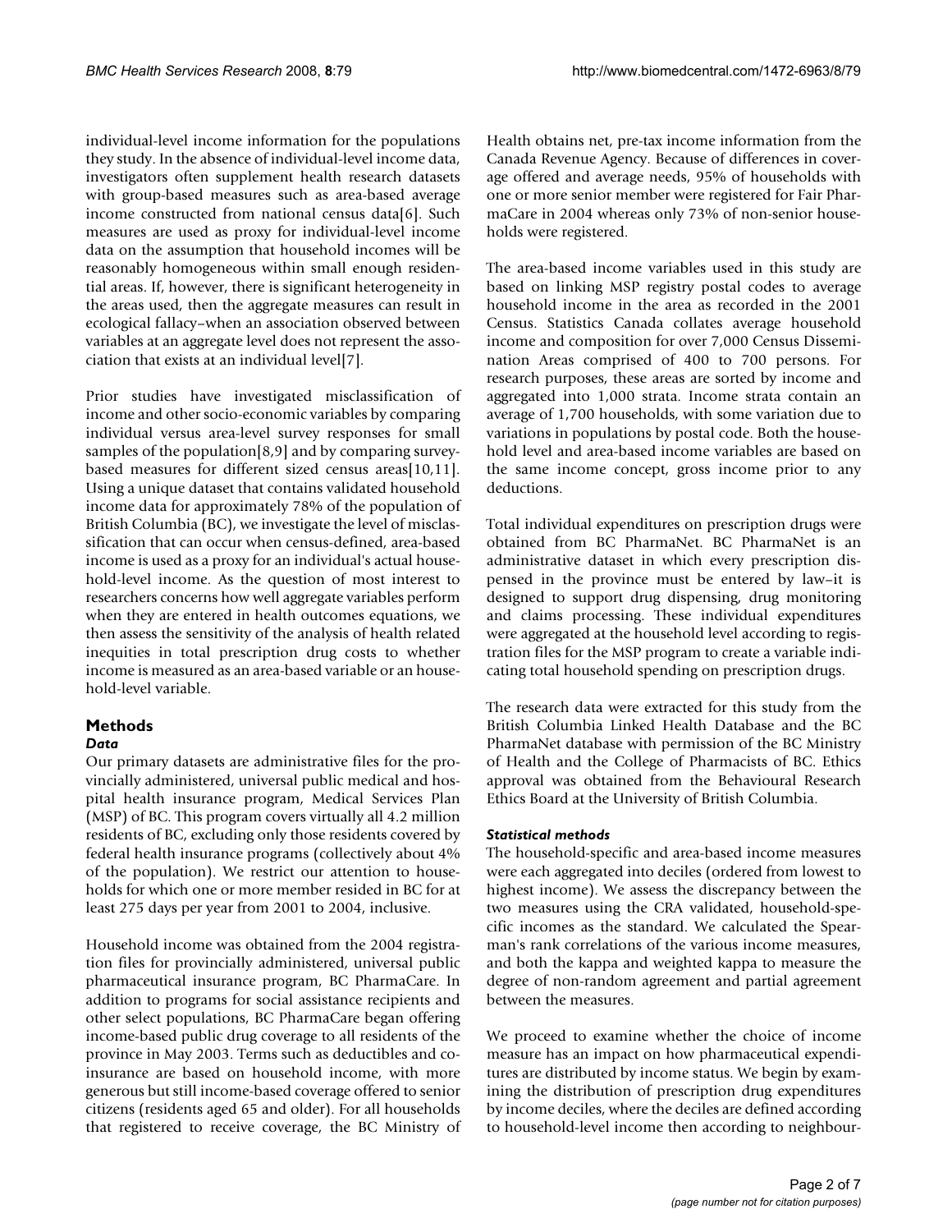individual-level income information for the populations they study. In the absence of individual-level income data, investigators often supplement health research datasets with group-based measures such as area-based average income constructed from national census data[6]. Such measures are used as proxy for individual-level income data on the assumption that household incomes will be reasonably homogeneous within small enough residential areas. If, however, there is significant heterogeneity in the areas used, then the aggregate measures can result in ecological fallacy–when an association observed between variables at an aggregate level does not represent the association that exists at an individual level[7].

Prior studies have investigated misclassification of income and other socio-economic variables by comparing individual versus area-level survey responses for small samples of the population[8,9] and by comparing survey-based measures for different sized census areas[10,11]. Using a unique dataset that contains validated household income data for approximately 78% of the population of British Columbia (BC), we investigate the level of misclassification that can occur when census-defined, area-based income is used as a proxy for an individual's actual household-level income. As the question of most interest to researchers concerns how well aggregate variables perform when they are entered in health outcomes equations, we then assess the sensitivity of the analysis of health related inequities in total prescription drug costs to whether income is measured as an area-based variable or an household-level variable.

## Methods

### *Data*

Our primary datasets are administrative files for the provincially administered, universal public medical and hospital health insurance program, Medical Services Plan (MSP) of BC. This program covers virtually all 4.2 million residents of BC, excluding only those residents covered by federal health insurance programs (collectively about 4% of the population). We restrict our attention to households for which one or more member resided in BC for at least 275 days per year from 2001 to 2004, inclusive.

Household income was obtained from the 2004 registration files for provincially administered, universal public pharmaceutical insurance program, BC PharmaCare. In addition to programs for social assistance recipients and other select populations, BC PharmaCare began offering income-based public drug coverage to all residents of the province in May 2003. Terms such as deductibles and co-insurance are based on household income, with more generous but still income-based coverage offered to senior citizens (residents aged 65 and older). For all households that registered to receive coverage, the BC Ministry of Health obtains net, pre-tax income information from the Canada Revenue Agency. Because of differences in coverage offered and average needs, 95% of households with one or more senior member were registered for Fair PharmaCare in 2004 whereas only 73% of non-senior households were registered.

The area-based income variables used in this study are based on linking MSP registry postal codes to average household income in the area as recorded in the 2001 Census. Statistics Canada collates average household income and composition for over 7,000 Census Dissemination Areas comprised of 400 to 700 persons. For research purposes, these areas are sorted by income and aggregated into 1,000 strata. Income strata contain an average of 1,700 households, with some variation due to variations in populations by postal code. Both the household level and area-based income variables are based on the same income concept, gross income prior to any deductions.

Total individual expenditures on prescription drugs were obtained from BC PharmaNet. BC PharmaNet is an administrative dataset in which every prescription dispensed in the province must be entered by law–it is designed to support drug dispensing, drug monitoring and claims processing. These individual expenditures were aggregated at the household level according to registration files for the MSP program to create a variable indicating total household spending on prescription drugs.

The research data were extracted for this study from the British Columbia Linked Health Database and the BC PharmaNet database with permission of the BC Ministry of Health and the College of Pharmacists of BC. Ethics approval was obtained from the Behavioural Research Ethics Board at the University of British Columbia.

### *Statistical methods*

The household-specific and area-based income measures were each aggregated into deciles (ordered from lowest to highest income). We assess the discrepancy between the two measures using the CRA validated, household-specific incomes as the standard. We calculated the Spearman's rank correlations of the various income measures, and both the kappa and weighted kappa to measure the degree of non-random agreement and partial agreement between the measures.

We proceed to examine whether the choice of income measure has an impact on how pharmaceutical expenditures are distributed by income status. We begin by examining the distribution of prescription drug expenditures by income deciles, where the deciles are defined according to household-level income then according to neighbour-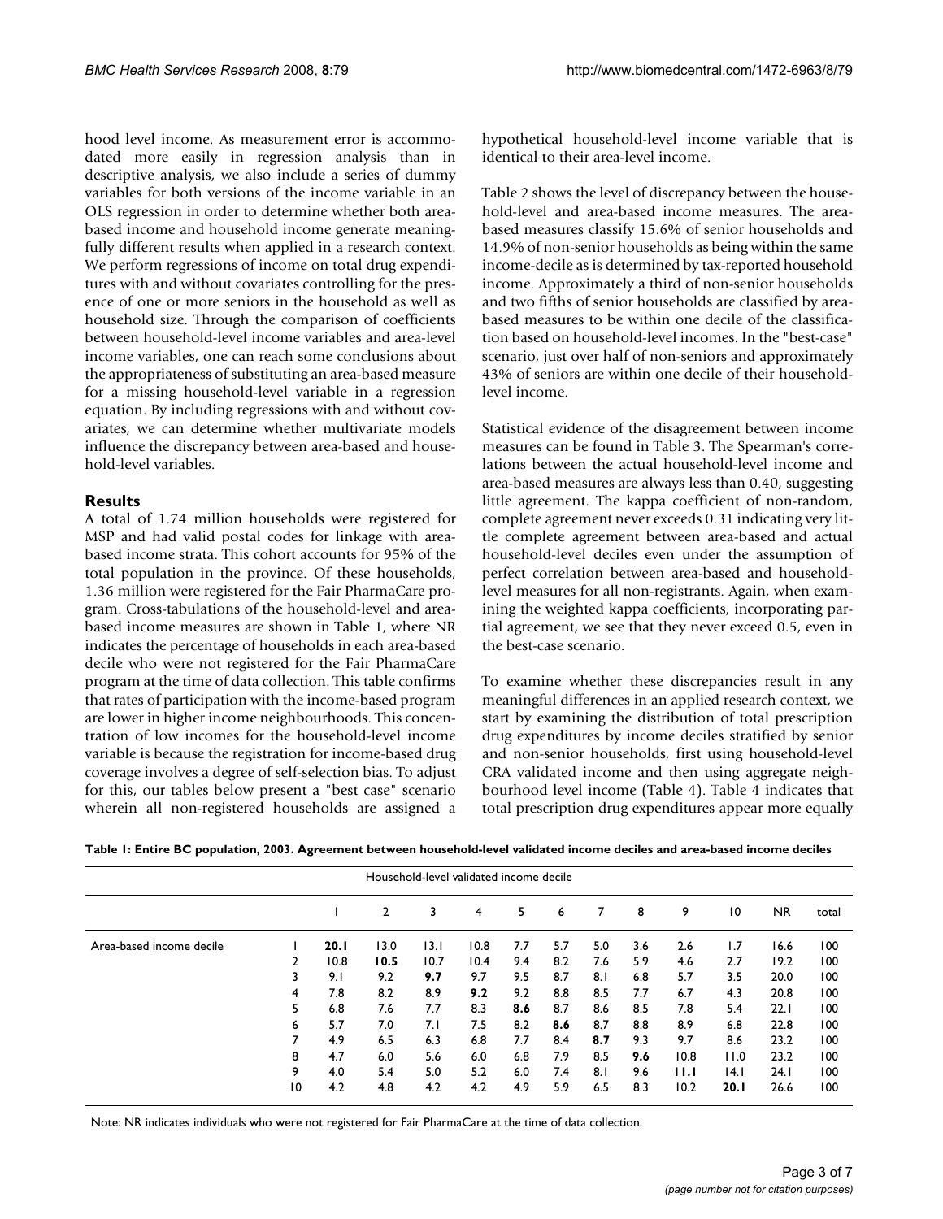hood level income. As measurement error is accommodated more easily in regression analysis than in descriptive analysis, we also include a series of dummy variables for both versions of the income variable in an OLS regression in order to determine whether both area-based income and household income generate meaningfully different results when applied in a research context. We perform regressions of income on total drug expenditures with and without covariates controlling for the presence of one or more seniors in the household as well as household size. Through the comparison of coefficients between household-level income variables and area-level income variables, one can reach some conclusions about the appropriateness of substituting an area-based measure for a missing household-level variable in a regression equation. By including regressions with and without covariates, we can determine whether multivariate models influence the discrepancy between area-based and household-level variables.

## Results

A total of 1.74 million households were registered for MSP and had valid postal codes for linkage with area-based income strata. This cohort accounts for 95% of the total population in the province. Of these households, 1.36 million were registered for the Fair PharmaCare program. Cross-tabulations of the household-level and area-based income measures are shown in Table 1, where NR indicates the percentage of households in each area-based decile who were not registered for the Fair PharmaCare program at the time of data collection. This table confirms that rates of participation with the income-based program are lower in higher income neighbourhoods. This concentration of low incomes for the household-level income variable is because the registration for income-based drug coverage involves a degree of self-selection bias. To adjust for this, our tables below present a "best case" scenario wherein all non-registered households are assigned a hypothetical household-level income variable that is identical to their area-level income.

Table 2 shows the level of discrepancy between the household-level and area-based income measures. The area-based measures classify 15.6% of senior households and 14.9% of non-senior households as being within the same income-decile as is determined by tax-reported household income. Approximately a third of non-senior households and two fifths of senior households are classified by area-based measures to be within one decile of the classification based on household-level incomes. In the "best-case" scenario, just over half of non-seniors and approximately 43% of seniors are within one decile of their household-level income.

Statistical evidence of the disagreement between income measures can be found in Table 3. The Spearman's correlations between the actual household-level income and area-based measures are always less than 0.40, suggesting little agreement. The kappa coefficient of non-random, complete agreement never exceeds 0.31 indicating very little complete agreement between area-based and actual household-level deciles even under the assumption of perfect correlation between area-based and household-level measures for all non-registrants. Again, when examining the weighted kappa coefficients, incorporating partial agreement, we see that they never exceed 0.5, even in the best-case scenario.

To examine whether these discrepancies result in any meaningful differences in an applied research context, we start by examining the distribution of total prescription drug expenditures by income deciles stratified by senior and non-senior households, first using household-level CRA validated income and then using aggregate neighbourhood level income (Table 4). Table 4 indicates that total prescription drug expenditures appear more equally

**Table 1: Entire BC population, 2003. Agreement between household-level validated income deciles and area-based income deciles**

| | | Household-level validated income decile | | | | | | | | | | | |
|---|---|---|---|---|---|---|---|---|---|---|---|---|---|
| | | 1 | 2 | 3 | 4 | 5 | 6 | 7 | 8 | 9 | 10 | NR | total |
| Area-based income decile | 1 | **20.1** | 13.0 | 13.1 | 10.8 | 7.7 | 5.7 | 5.0 | 3.6 | 2.6 | 1.7 | 16.6 | 100 |
| | 2 | 10.8 | **10.5** | 10.7 | 10.4 | 9.4 | 8.2 | 7.6 | 5.9 | 4.6 | 2.7 | 19.2 | 100 |
| | 3 | 9.1 | 9.2 | **9.7** | 9.7 | 9.5 | 8.7 | 8.1 | 6.8 | 5.7 | 3.5 | 20.0 | 100 |
| | 4 | 7.8 | 8.2 | 8.9 | **9.2** | 9.2 | 8.8 | 8.5 | 7.7 | 6.7 | 4.3 | 20.8 | 100 |
| | 5 | 6.8 | 7.6 | 7.7 | 8.3 | **8.6** | 8.7 | 8.6 | 8.5 | 7.8 | 5.4 | 22.1 | 100 |
| | 6 | 5.7 | 7.0 | 7.1 | 7.5 | 8.2 | **8.6** | 8.7 | 8.8 | 8.9 | 6.8 | 22.8 | 100 |
| | 7 | 4.9 | 6.5 | 6.3 | 6.8 | 7.7 | 8.4 | **8.7** | 9.3 | 9.7 | 8.6 | 23.2 | 100 |
| | 8 | 4.7 | 6.0 | 5.6 | 6.0 | 6.8 | 7.9 | 8.5 | **9.6** | 10.8 | 11.0 | 23.2 | 100 |
| | 9 | 4.0 | 5.4 | 5.0 | 5.2 | 6.0 | 7.4 | 8.1 | 9.6 | **11.1** | 14.1 | 24.1 | 100 |
| | 10 | 4.2 | 4.8 | 4.2 | 4.2 | 4.9 | 5.9 | 6.5 | 8.3 | 10.2 | **20.1** | 26.6 | 100 |

Note: NR indicates individuals who were not registered for Fair PharmaCare at the time of data collection.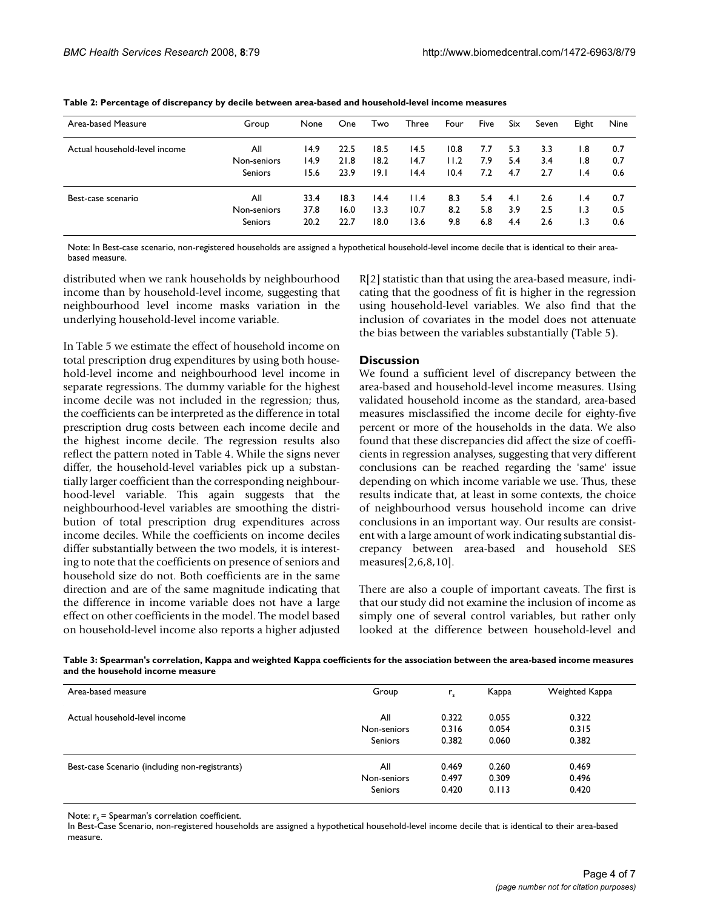**Table 2: Percentage of discrepancy by decile between area-based and household-level income measures**

| Area-based Measure | Group | None | One | Two | Three | Four | Five | Six | Seven | Eight | Nine |
|---|---|---|---|---|---|---|---|---|---|---|---|
| Actual household-level income | All | 14.9 | 22.5 | 18.5 | 14.5 | 10.8 | 7.7 | 5.3 | 3.3 | 1.8 | 0.7 |
| | Non-seniors | 14.9 | 21.8 | 18.2 | 14.7 | 11.2 | 7.9 | 5.4 | 3.4 | 1.8 | 0.7 |
| | Seniors | 15.6 | 23.9 | 19.1 | 14.4 | 10.4 | 7.2 | 4.7 | 2.7 | 1.4 | 0.6 |
| Best-case scenario | All | 33.4 | 18.3 | 14.4 | 11.4 | 8.3 | 5.4 | 4.1 | 2.6 | 1.4 | 0.7 |
| | Non-seniors | 37.8 | 16.0 | 13.3 | 10.7 | 8.2 | 5.8 | 3.9 | 2.5 | 1.3 | 0.5 |
| | Seniors | 20.2 | 22.7 | 18.0 | 13.6 | 9.8 | 6.8 | 4.4 | 2.6 | 1.3 | 0.6 |

Note: In Best-case scenario, non-registered households are assigned a hypothetical household-level income decile that is identical to their area-based measure.

distributed when we rank households by neighbourhood income than by household-level income, suggesting that neighbourhood level income masks variation in the underlying household-level income variable.

In Table 5 we estimate the effect of household income on total prescription drug expenditures by using both household-level income and neighbourhood level income in separate regressions. The dummy variable for the highest income decile was not included in the regression; thus, the coefficients can be interpreted as the difference in total prescription drug costs between each income decile and the highest income decile. The regression results also reflect the pattern noted in Table 4. While the signs never differ, the household-level variables pick up a substantially larger coefficient than the corresponding neighbourhood-level variable. This again suggests that the neighbourhood-level variables are smoothing the distribution of total prescription drug expenditures across income deciles. While the coefficients on income deciles differ substantially between the two models, it is interesting to note that the coefficients on presence of seniors and household size do not. Both coefficients are in the same direction and are of the same magnitude indicating that the difference in income variable does not have a large effect on other coefficients in the model. The model based on household-level income also reports a higher adjusted R[2] statistic than that using the area-based measure, indicating that the goodness of fit is higher in the regression using household-level variables. We also find that the inclusion of covariates in the model does not attenuate the bias between the variables substantially (Table 5).

## Discussion

We found a sufficient level of discrepancy between the area-based and household-level income measures. Using validated household income as the standard, area-based measures misclassified the income decile for eighty-five percent or more of the households in the data. We also found that these discrepancies did affect the size of coefficients in regression analyses, suggesting that very different conclusions can be reached regarding the 'same' issue depending on which income variable we use. Thus, these results indicate that, at least in some contexts, the choice of neighbourhood versus household income can drive conclusions in an important way. Our results are consistent with a large amount of work indicating substantial discrepancy between area-based and household SES measures[2,6,8,10].

There are also a couple of important caveats. The first is that our study did not examine the inclusion of income as simply one of several control variables, but rather only looked at the difference between household-level and

**Table 3: Spearman's correlation, Kappa and weighted Kappa coefficients for the association between the area-based income measures and the household income measure**

| Area-based measure | Group | $r_s$ | Kappa | Weighted Kappa |
|---|---|---|---|---|
| Actual household-level income | All | 0.322 | 0.055 | 0.322 |
| | Non-seniors | 0.316 | 0.054 | 0.315 |
| | Seniors | 0.382 | 0.060 | 0.382 |
| Best-case Scenario (including non-registrants) | All | 0.469 | 0.260 | 0.469 |
| | Non-seniors | 0.497 | 0.309 | 0.496 |
| | Seniors | 0.420 | 0.113 | 0.420 |

Note: $r_s$ = Spearman's correlation coefficient.
In Best-Case Scenario, non-registered households are assigned a hypothetical household-level income decile that is identical to their area-based measure.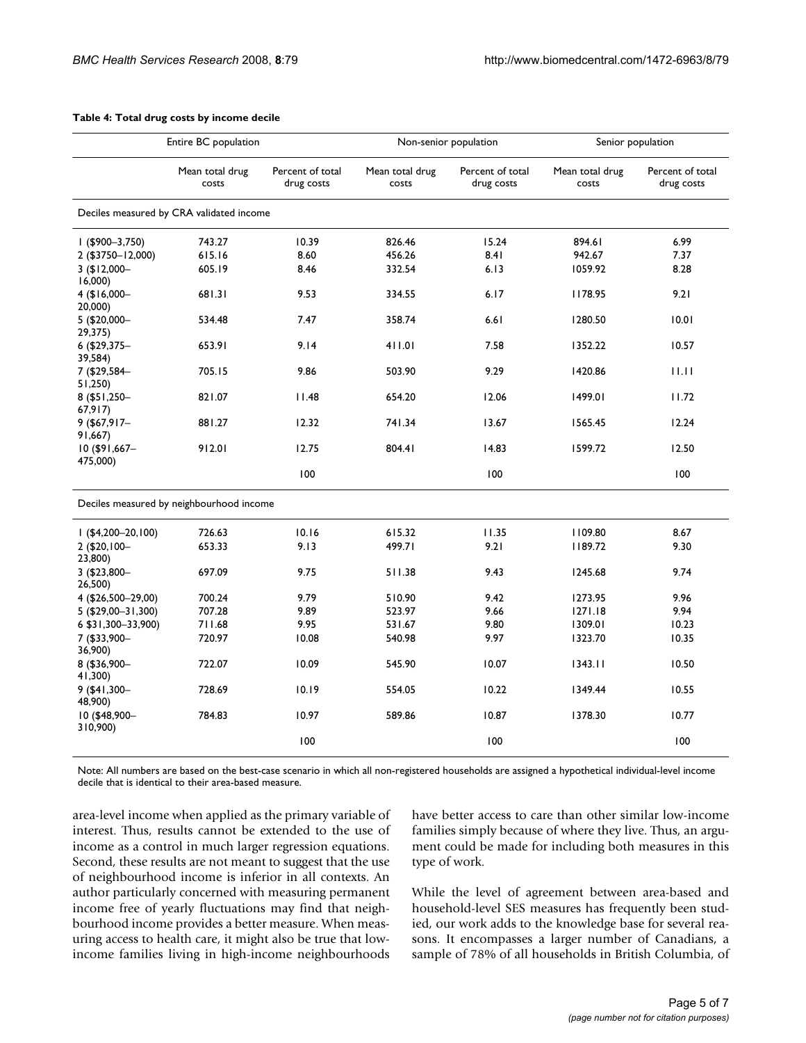**Table 4: Total drug costs by income decile**

| | Entire BC population | | Non-senior population | | Senior population | |
|---|---|---|---|---|---|---|
| | Mean total drug costs | Percent of total drug costs | Mean total drug costs | Percent of total drug costs | Mean total drug costs | Percent of total drug costs |
| Deciles measured by CRA validated income | | | | | | |
| 1 ($900–3,750) | 743.27 | 10.39 | 826.46 | 15.24 | 894.61 | 6.99 |
| 2 ($3750–12,000) | 615.16 | 8.60 | 456.26 | 8.41 | 942.67 | 7.37 |
| 3 ($12,000–16,000) | 605.19 | 8.46 | 332.54 | 6.13 | 1059.92 | 8.28 |
| 4 ($16,000–20,000) | 681.31 | 9.53 | 334.55 | 6.17 | 1178.95 | 9.21 |
| 5 ($20,000–29,375) | 534.48 | 7.47 | 358.74 | 6.61 | 1280.50 | 10.01 |
| 6 ($29,375–39,584) | 653.91 | 9.14 | 411.01 | 7.58 | 1352.22 | 10.57 |
| 7 ($29,584–51,250) | 705.15 | 9.86 | 503.90 | 9.29 | 1420.86 | 11.11 |
| 8 ($51,250–67,917) | 821.07 | 11.48 | 654.20 | 12.06 | 1499.01 | 11.72 |
| 9 ($67,917–91,667) | 881.27 | 12.32 | 741.34 | 13.67 | 1565.45 | 12.24 |
| 10 ($91,667–475,000) | 912.01 | 12.75 | 804.41 | 14.83 | 1599.72 | 12.50 |
| | | 100 | | 100 | | 100 |
| Deciles measured by neighbourhood income | | | | | | |
| 1 ($4,200–20,100) | 726.63 | 10.16 | 615.32 | 11.35 | 1109.80 | 8.67 |
| 2 ($20,100–23,800) | 653.33 | 9.13 | 499.71 | 9.21 | 1189.72 | 9.30 |
| 3 ($23,800–26,500) | 697.09 | 9.75 | 511.38 | 9.43 | 1245.68 | 9.74 |
| 4 ($26,500–29,00) | 700.24 | 9.79 | 510.90 | 9.42 | 1273.95 | 9.96 |
| 5 ($29,00–31,300) | 707.28 | 9.89 | 523.97 | 9.66 | 1271.18 | 9.94 |
| 6 $31,300–33,900) | 711.68 | 9.95 | 531.67 | 9.80 | 1309.01 | 10.23 |
| 7 ($33,900–36,900) | 720.97 | 10.08 | 540.98 | 9.97 | 1323.70 | 10.35 |
| 8 ($36,900–41,300) | 722.07 | 10.09 | 545.90 | 10.07 | 1343.11 | 10.50 |
| 9 ($41,300–48,900) | 728.69 | 10.19 | 554.05 | 10.22 | 1349.44 | 10.55 |
| 10 ($48,900–310,900) | 784.83 | 10.97 | 589.86 | 10.87 | 1378.30 | 10.77 |
| | | 100 | | 100 | | 100 |

Note: All numbers are based on the best-case scenario in which all non-registered households are assigned a hypothetical individual-level income decile that is identical to their area-based measure.

area-level income when applied as the primary variable of interest. Thus, results cannot be extended to the use of income as a control in much larger regression equations. Second, these results are not meant to suggest that the use of neighbourhood income is inferior in all contexts. An author particularly concerned with measuring permanent income free of yearly fluctuations may find that neighbourhood income provides a better measure. When measuring access to health care, it might also be true that low-income families living in high-income neighbourhoods have better access to care than other similar low-income families simply because of where they live. Thus, an argument could be made for including both measures in this type of work.

While the level of agreement between area-based and household-level SES measures has frequently been studied, our work adds to the knowledge base for several reasons. It encompasses a larger number of Canadians, a sample of 78% of all households in British Columbia, of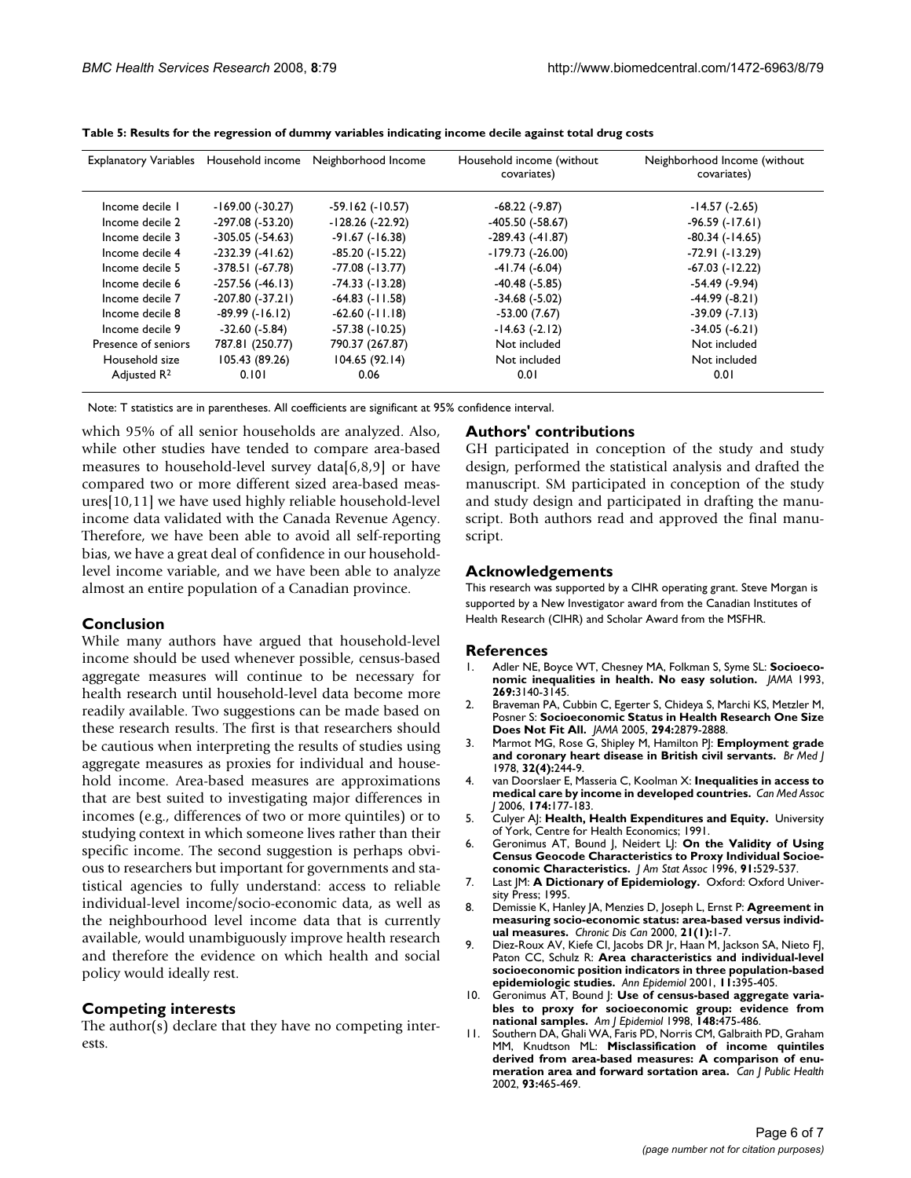**Table 5: Results for the regression of dummy variables indicating income decile against total drug costs**

| Explanatory Variables | Household income | Neighborhood Income | Household income (without covariates) | Neighborhood Income (without covariates) |
|---|---|---|---|---|
| Income decile 1 | -169.00 (-30.27) | -59.162 (-10.57) | -68.22 (-9.87) | -14.57 (-2.65) |
| Income decile 2 | -297.08 (-53.20) | -128.26 (-22.92) | -405.50 (-58.67) | -96.59 (-17.61) |
| Income decile 3 | -305.05 (-54.63) | -91.67 (-16.38) | -289.43 (-41.87) | -80.34 (-14.65) |
| Income decile 4 | -232.39 (-41.62) | -85.20 (-15.22) | -179.73 (-26.00) | -72.91 (-13.29) |
| Income decile 5 | -378.51 (-67.78) | -77.08 (-13.77) | -41.74 (-6.04) | -67.03 (-12.22) |
| Income decile 6 | -257.56 (-46.13) | -74.33 (-13.28) | -40.48 (-5.85) | -54.49 (-9.94) |
| Income decile 7 | -207.80 (-37.21) | -64.83 (-11.58) | -34.68 (-5.02) | -44.99 (-8.21) |
| Income decile 8 | -89.99 (-16.12) | -62.60 (-11.18) | -53.00 (7.67) | -39.09 (-7.13) |
| Income decile 9 | -32.60 (-5.84) | -57.38 (-10.25) | -14.63 (-2.12) | -34.05 (-6.21) |
| Presence of seniors | 787.81 (250.77) | 790.37 (267.87) | Not included | Not included |
| Household size | 105.43 (89.26) | 104.65 (92.14) | Not included | Not included |
| Adjusted $R^2$ | 0.101 | 0.06 | 0.01 | 0.01 |

Note: T statistics are in parentheses. All coefficients are significant at 95% confidence interval.

which 95% of all senior households are analyzed. Also, while other studies have tended to compare area-based measures to household-level survey data[6,8,9] or have compared two or more different sized area-based measures[10,11] we have used highly reliable household-level income data validated with the Canada Revenue Agency. Therefore, we have been able to avoid all self-reporting bias, we have a great deal of confidence in our household-level income variable, and we have been able to analyze almost an entire population of a Canadian province.

## Conclusion

While many authors have argued that household-level income should be used whenever possible, census-based aggregate measures will continue to be necessary for health research until household-level data become more readily available. Two suggestions can be made based on these research results. The first is that researchers should be cautious when interpreting the results of studies using aggregate measures as proxies for individual and household income. Area-based measures are approximations that are best suited to investigating major differences in incomes (e.g., differences of two or more quintiles) or to studying context in which someone lives rather than their specific income. The second suggestion is perhaps obvious to researchers but important for governments and statistical agencies to fully understand: access to reliable individual-level income/socio-economic data, as well as the neighbourhood level income data that is currently available, would unambiguously improve health research and therefore the evidence on which health and social policy would ideally rest.

## Competing interests

The author(s) declare that they have no competing interests.

## Authors' contributions

GH participated in conception of the study and study design, performed the statistical analysis and drafted the manuscript. SM participated in conception of the study and study design and participated in drafting the manuscript. Both authors read and approved the final manuscript.

## Acknowledgements

This research was supported by a CIHR operating grant. Steve Morgan is supported by a New Investigator award from the Canadian Institutes of Health Research (CIHR) and Scholar Award from the MSFHR.

## References

1. Adler NE, Boyce WT, Chesney MA, Folkman S, Syme SL: **Socioeconomic inequalities in health. No easy solution.** *JAMA* 1993, **269:**3140-3145.
2. Braveman PA, Cubbin C, Egerter S, Chideya S, Marchi KS, Metzler M, Posner S: **Socioeconomic Status in Health Research One Size Does Not Fit All.** *JAMA* 2005, **294:**2879-2888.
3. Marmot MG, Rose G, Shipley M, Hamilton PJ: **Employment grade and coronary heart disease in British civil servants.** *Br Med J* 1978, **32(4):**244-9.
4. van Doorslaer E, Masseria C, Koolman X: **Inequalities in access to medical care by income in developed countries.** *Can Med Assoc J* 2006, **174:**177-183.
5. Culyer AJ: **Health, Health Expenditures and Equity.** University of York, Centre for Health Economics; 1991.
6. Geronimus AT, Bound J, Neidert LJ: **On the Validity of Using Census Geocode Characteristics to Proxy Individual Socioeconomic Characteristics.** *J Am Stat Assoc* 1996, **91:**529-537.
7. Last JM: **A Dictionary of Epidemiology.** Oxford: Oxford University Press; 1995.
8. Demissie K, Hanley JA, Menzies D, Joseph L, Ernst P: **Agreement in measuring socio-economic status: area-based versus individual measures.** *Chronic Dis Can* 2000, **21(1):**1-7.
9. Diez-Roux AV, Kiefe CI, Jacobs DR Jr, Haan M, Jackson SA, Nieto FJ, Paton CC, Schulz R: **Area characteristics and individual-level socioeconomic position indicators in three population-based epidemiologic studies.** *Ann Epidemiol* 2001, **11:**395-405.
10. Geronimus AT, Bound J: **Use of census-based aggregate variables to proxy for socioeconomic group: evidence from national samples.** *Am J Epidemiol* 1998, **148:**475-486.
11. Southern DA, Ghali WA, Faris PD, Norris CM, Galbraith PD, Graham MM, Knudtson ML: **Misclassification of income quintiles derived from area-based measures: A comparison of enumeration area and forward sortation area.** *Can J Public Health* 2002, **93:**465-469.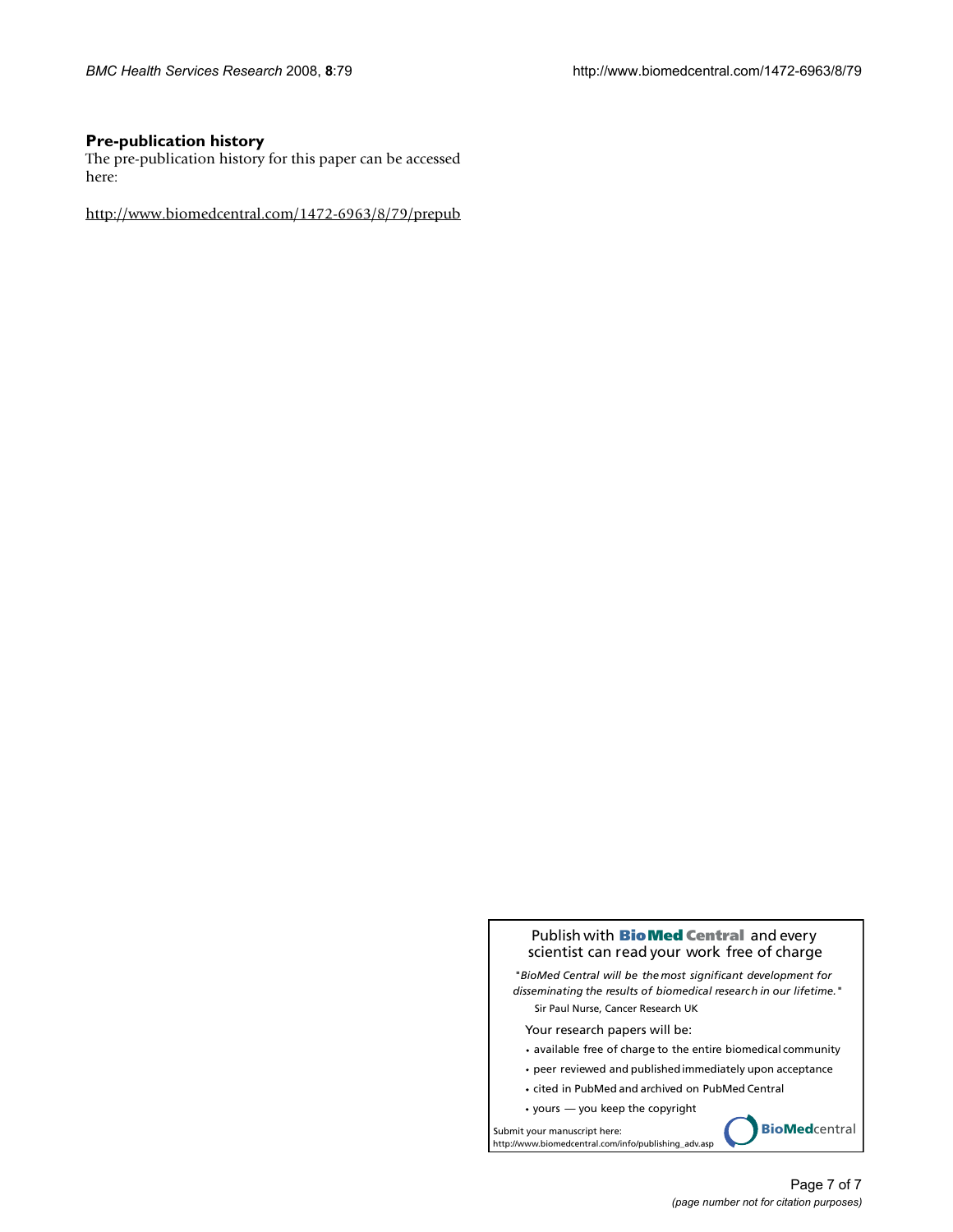### Pre-publication history

The pre-publication history for this paper can be accessed here:

http://www.biomedcentral.com/1472-6963/8/79/prepub

Publish with **BioMed Central** and every scientist can read your work free of charge

*"BioMed Central will be the most significant development for disseminating the results of biomedical research in our lifetime."*

Sir Paul Nurse, Cancer Research UK

Your research papers will be:

- available free of charge to the entire biomedical community
- peer reviewed and published immediately upon acceptance
- cited in PubMed and archived on PubMed Central
- yours — you keep the copyright

Submit your manuscript here:
http://www.biomedcentral.com/info/publishing_adv.asp

**BioMed**central